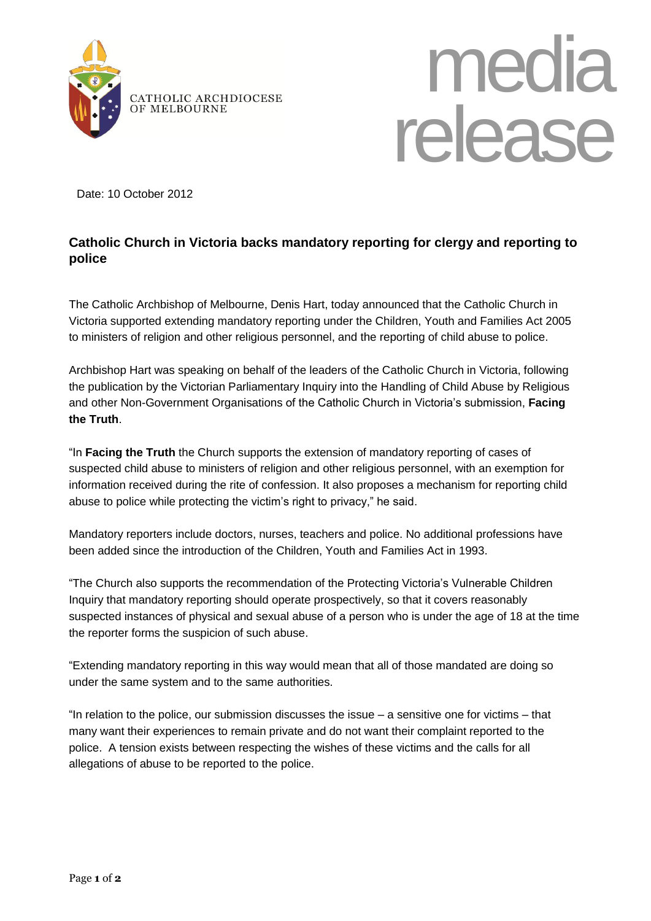CATHOLIC ARCHDIOCESE OF MELBOURNE

# media release

Date: 10 October 2012

## Catholic Church in Victoria backs mandatory reporting for clergy and reporting to police

The Catholic Archbishop of Melbourne, Denis Hart, today announced that the Catholic Church in Victoria supported extending mandatory reporting under the Children, Youth and Families Act 2005 to ministers of religion and other religious personnel, and the reporting of child abuse to police.

Archbishop Hart was speaking on behalf of the leaders of the Catholic Church in Victoria, following the publication by the Victorian Parliamentary Inquiry into the Handling of Child Abuse by Religious and other Non-Government Organisations of the Catholic Church in Victoria's submission, **Facing the Truth**.

"In **Facing the Truth** the Church supports the extension of mandatory reporting of cases of suspected child abuse to ministers of religion and other religious personnel, with an exemption for information received during the rite of confession. It also proposes a mechanism for reporting child abuse to police while protecting the victim's right to privacy," he said.

Mandatory reporters include doctors, nurses, teachers and police. No additional professions have been added since the introduction of the Children, Youth and Families Act in 1993.

"The Church also supports the recommendation of the Protecting Victoria's Vulnerable Children Inquiry that mandatory reporting should operate prospectively, so that it covers reasonably suspected instances of physical and sexual abuse of a person who is under the age of 18 at the time the reporter forms the suspicion of such abuse.

"Extending mandatory reporting in this way would mean that all of those mandated are doing so under the same system and to the same authorities.

"In relation to the police, our submission discusses the issue – a sensitive one for victims – that many want their experiences to remain private and do not want their complaint reported to the police. A tension exists between respecting the wishes of these victims and the calls for all allegations of abuse to be reported to the police.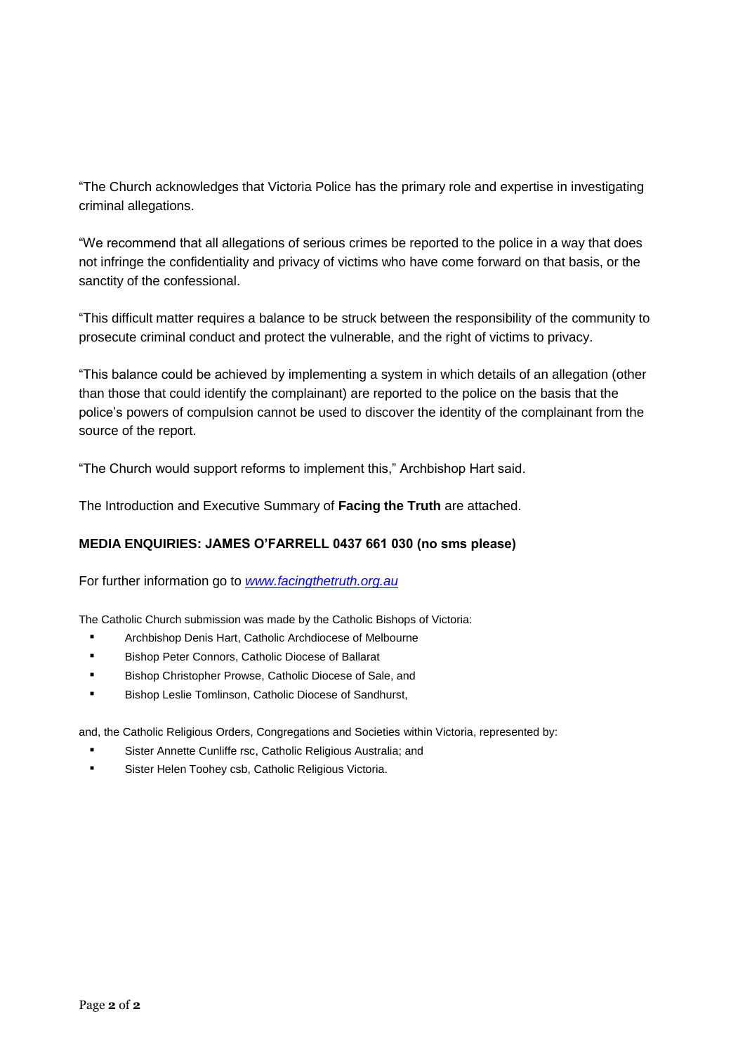"The Church acknowledges that Victoria Police has the primary role and expertise in investigating criminal allegations.

"We recommend that all allegations of serious crimes be reported to the police in a way that does not infringe the confidentiality and privacy of victims who have come forward on that basis, or the sanctity of the confessional.

"This difficult matter requires a balance to be struck between the responsibility of the community to prosecute criminal conduct and protect the vulnerable, and the right of victims to privacy.

"This balance could be achieved by implementing a system in which details of an allegation (other than those that could identify the complainant) are reported to the police on the basis that the police's powers of compulsion cannot be used to discover the identity of the complainant from the source of the report.

"The Church would support reforms to implement this," Archbishop Hart said.

The Introduction and Executive Summary of **Facing the Truth** are attached.

**MEDIA ENQUIRIES: JAMES O'FARRELL 0437 661 030 (no sms please)**

For further information go to *[www.facingthetruth.org.au](http://www.facingthetruth.org.au)*

The Catholic Church submission was made by the Catholic Bishops of Victoria:

- Archbishop Denis Hart, Catholic Archdiocese of Melbourne
- Bishop Peter Connors, Catholic Diocese of Ballarat
- Bishop Christopher Prowse, Catholic Diocese of Sale, and
- Bishop Leslie Tomlinson, Catholic Diocese of Sandhurst,

and, the Catholic Religious Orders, Congregations and Societies within Victoria, represented by:

- Sister Annette Cunliffe rsc, Catholic Religious Australia; and
- Sister Helen Toohey csb, Catholic Religious Victoria.